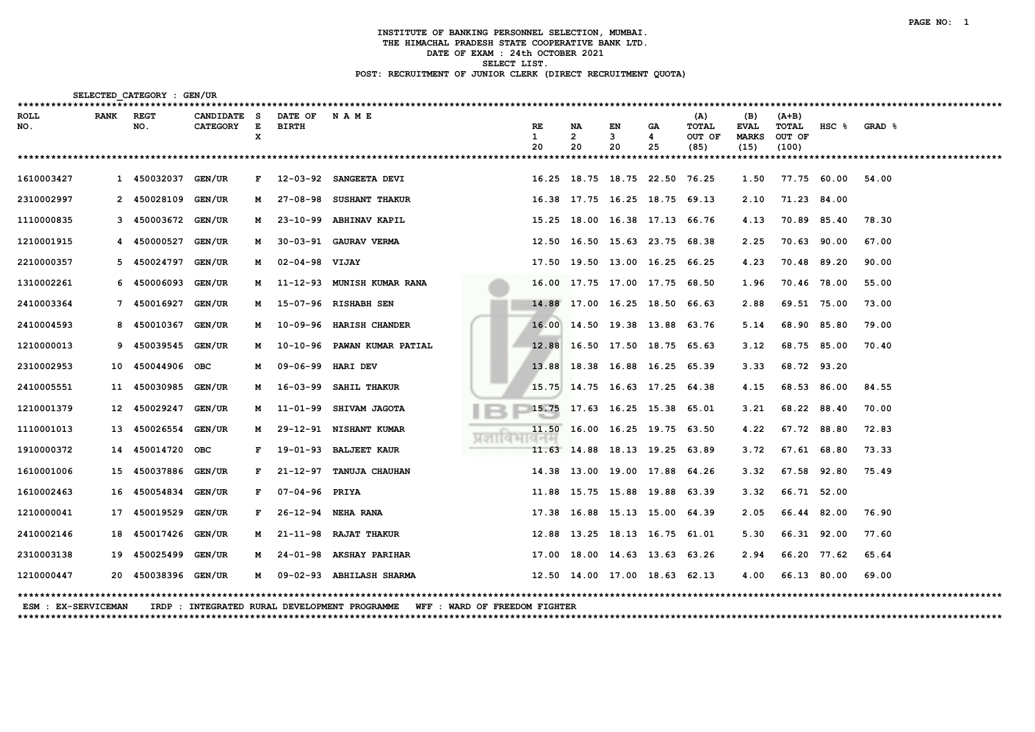INSTITUTE OF BANKING PERSONNEL SELECTION, MUMBAI.
THE HIMACHAL PRADESH STATE COOPERATIVE BANK LTD.
DATE OF EXAM : 24th OCTOBER 2021
SELECT LIST.
POST: RECRUITMENT OF JUNIOR CLERK (DIRECT RECRUITMENT QUOTA)

SELECTED_CATEGORY : GEN/UR

| ROLL NO. | RANK | REGT NO. | CANDIDATE CATEGORY | SEX | DATE OF BIRTH | N A M E | RE 1 20 | NA 2 20 | EN 3 20 | GA 4 25 | (A) TOTAL OUT OF (85) | (B) EVAL MARKS (15) | (A+B) TOTAL OUT OF (100) | HSC % | GRAD % |
|---|---|---|---|---|---|---|---|---|---|---|---|---|---|---|---|
| 1610003427 | 1 | 450032037 | GEN/UR | F | 12-03-92 | SANGEETA DEVI | 16.25 | 18.75 | 18.75 | 22.50 | 76.25 | 1.50 | 77.75 | 60.00 | 54.00 |
| 2310002997 | 2 | 450028109 | GEN/UR | M | 27-08-98 | SUSHANT THAKUR | 16.38 | 17.75 | 16.25 | 18.75 | 69.13 | 2.10 | 71.23 | 84.00 | |
| 1110000835 | 3 | 450003672 | GEN/UR | M | 23-10-99 | ABHINAV KAPIL | 15.25 | 18.00 | 16.38 | 17.13 | 66.76 | 4.13 | 70.89 | 85.40 | 78.30 |
| 1210001915 | 4 | 450000527 | GEN/UR | M | 30-03-91 | GAURAV VERMA | 12.50 | 16.50 | 15.63 | 23.75 | 68.38 | 2.25 | 70.63 | 90.00 | 67.00 |
| 2210000357 | 5 | 450024797 | GEN/UR | M | 02-04-98 | VIJAY | 17.50 | 19.50 | 13.00 | 16.25 | 66.25 | 4.23 | 70.48 | 89.20 | 90.00 |
| 1310002261 | 6 | 450006093 | GEN/UR | M | 11-12-93 | MUNISH KUMAR RANA | 16.00 | 17.75 | 17.00 | 17.75 | 68.50 | 1.96 | 70.46 | 78.00 | 55.00 |
| 2410003364 | 7 | 450016927 | GEN/UR | M | 15-07-96 | RISHABH SEN | 14.88 | 17.00 | 16.25 | 18.50 | 66.63 | 2.88 | 69.51 | 75.00 | 73.00 |
| 2410004593 | 8 | 450010367 | GEN/UR | M | 10-09-96 | HARISH CHANDER | 16.00 | 14.50 | 19.38 | 13.88 | 63.76 | 5.14 | 68.90 | 85.80 | 79.00 |
| 1210000013 | 9 | 450039545 | GEN/UR | M | 10-10-96 | PAWAN KUMAR PATIAL | 12.88 | 16.50 | 17.50 | 18.75 | 65.63 | 3.12 | 68.75 | 85.00 | 70.40 |
| 2310002953 | 10 | 450044906 | OBC | M | 09-06-99 | HARI DEV | 13.88 | 18.38 | 16.88 | 16.25 | 65.39 | 3.33 | 68.72 | 93.20 | |
| 2410005551 | 11 | 450030985 | GEN/UR | M | 16-03-99 | SAHIL THAKUR | 15.75 | 14.75 | 16.63 | 17.25 | 64.38 | 4.15 | 68.53 | 86.00 | 84.55 |
| 1210001379 | 12 | 450029247 | GEN/UR | M | 11-01-99 | SHIVAM JAGOTA | 15.75 | 17.63 | 16.25 | 15.38 | 65.01 | 3.21 | 68.22 | 88.40 | 70.00 |
| 1110001013 | 13 | 450026554 | GEN/UR | M | 29-12-91 | NISHANT KUMAR | 11.50 | 16.00 | 16.25 | 19.75 | 63.50 | 4.22 | 67.72 | 88.80 | 72.83 |
| 1910000372 | 14 | 450014720 | OBC | F | 19-01-93 | BALJEET KAUR | 11.63 | 14.88 | 18.13 | 19.25 | 63.89 | 3.72 | 67.61 | 68.80 | 73.33 |
| 1610001006 | 15 | 450037886 | GEN/UR | F | 21-12-97 | TANUJA CHAUHAN | 14.38 | 13.00 | 19.00 | 17.88 | 64.26 | 3.32 | 67.58 | 92.80 | 75.49 |
| 1610002463 | 16 | 450054834 | GEN/UR | F | 07-04-96 | PRIYA | 11.88 | 15.75 | 15.88 | 19.88 | 63.39 | 3.32 | 66.71 | 52.00 | |
| 1210000041 | 17 | 450019529 | GEN/UR | F | 26-12-94 | NEHA RANA | 17.38 | 16.88 | 15.13 | 15.00 | 64.39 | 2.05 | 66.44 | 82.00 | 76.90 |
| 2410002146 | 18 | 450017426 | GEN/UR | M | 21-11-98 | RAJAT THAKUR | 12.88 | 13.25 | 18.13 | 16.75 | 61.01 | 5.30 | 66.31 | 92.00 | 77.60 |
| 2310003138 | 19 | 450025499 | GEN/UR | M | 24-01-98 | AKSHAY PARIHAR | 17.00 | 18.00 | 14.63 | 13.63 | 63.26 | 2.94 | 66.20 | 77.62 | 65.64 |
| 1210000447 | 20 | 450038396 | GEN/UR | M | 09-02-93 | ABHILASH SHARMA | 12.50 | 14.00 | 17.00 | 18.63 | 62.13 | 4.00 | 66.13 | 80.00 | 69.00 |

ESM : EX-SERVICEMAN IRDP : INTEGRATED RURAL DEVELOPMENT PROGRAMME WFF : WARD OF FREEDOM FIGHTER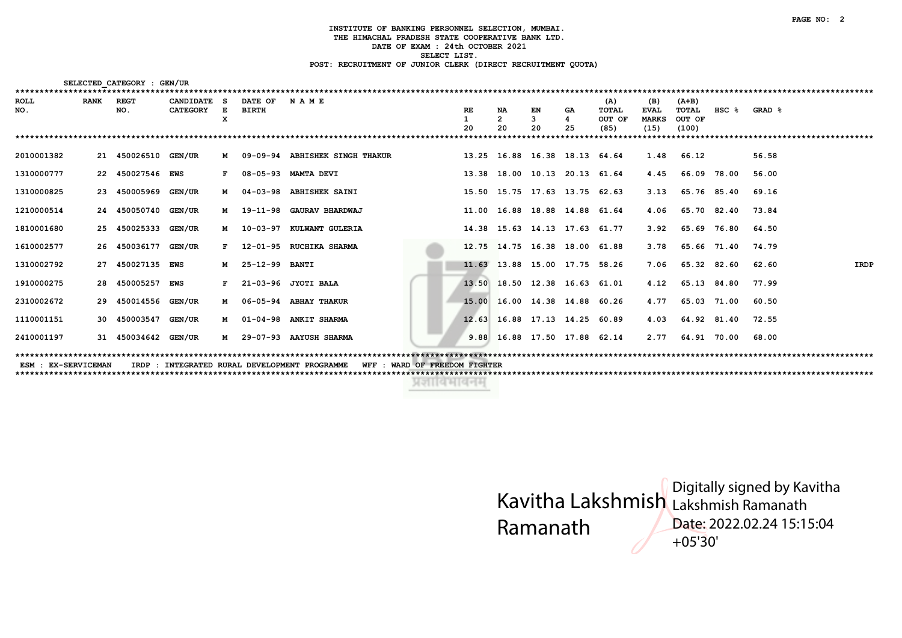INSTITUTE OF BANKING PERSONNEL SELECTION, MUMBAI.
THE HIMACHAL PRADESH STATE COOPERATIVE BANK LTD.
DATE OF EXAM : 24th OCTOBER 2021
SELECT LIST.
POST: RECRUITMENT OF JUNIOR CLERK (DIRECT RECRUITMENT QUOTA)

SELECTED_CATEGORY : GEN/UR

| ROLL NO. | RANK | REGT NO. | CANDIDATE CATEGORY | SEX | DATE OF BIRTH | N A M E | RE 1 20 | NA 2 20 | EN 3 20 | GA 4 25 | (A) TOTAL OUT OF (85) | (B) EVAL MARKS (15) | (A+B) TOTAL OUT OF (100) | HSC % | GRAD % | |
|---|---|---|---|---|---|---|---|---|---|---|---|---|---|---|---|---|
| 2010001382 | 21 | 450026510 | GEN/UR | M | 09-09-94 | ABHISHEK SINGH THAKUR | 13.25 | 16.88 | 16.38 | 18.13 | 64.64 | 1.48 | 66.12 | | 56.58 | |
| 1310000777 | 22 | 450027546 | EWS | F | 08-05-93 | MAMTA DEVI | 13.38 | 18.00 | 10.13 | 20.13 | 61.64 | 4.45 | 66.09 | 78.00 | 56.00 | |
| 1310000825 | 23 | 450005969 | GEN/UR | M | 04-03-98 | ABHISHEK SAINI | 15.50 | 15.75 | 17.63 | 13.75 | 62.63 | 3.13 | 65.76 | 85.40 | 69.16 | |
| 1210000514 | 24 | 450050740 | GEN/UR | M | 19-11-98 | GAURAV BHARDWAJ | 11.00 | 16.88 | 18.88 | 14.88 | 61.64 | 4.06 | 65.70 | 82.40 | 73.84 | |
| 1810001680 | 25 | 450025333 | GEN/UR | M | 10-03-97 | KULWANT GULERIA | 14.38 | 15.63 | 14.13 | 17.63 | 61.77 | 3.92 | 65.69 | 76.80 | 64.50 | |
| 1610002577 | 26 | 450036177 | GEN/UR | F | 12-01-95 | RUCHIKA SHARMA | 12.75 | 14.75 | 16.38 | 18.00 | 61.88 | 3.78 | 65.66 | 71.40 | 74.79 | |
| 1310002792 | 27 | 450027135 | EWS | M | 25-12-99 | BANTI | 11.63 | 13.88 | 15.00 | 17.75 | 58.26 | 7.06 | 65.32 | 82.60 | 62.60 | IRDP |
| 1910000275 | 28 | 450005257 | EWS | F | 21-03-96 | JYOTI BALA | 13.50 | 18.50 | 12.38 | 16.63 | 61.01 | 4.12 | 65.13 | 84.80 | 77.99 | |
| 2310002672 | 29 | 450014556 | GEN/UR | M | 06-05-94 | ABHAY THAKUR | 15.00 | 16.00 | 14.38 | 14.88 | 60.26 | 4.77 | 65.03 | 71.00 | 60.50 | |
| 1110001151 | 30 | 450003547 | GEN/UR | M | 01-04-98 | ANKIT SHARMA | 12.63 | 16.88 | 17.13 | 14.25 | 60.89 | 4.03 | 64.92 | 81.40 | 72.55 | |
| 2410001197 | 31 | 450034642 | GEN/UR | M | 29-07-93 | AAYUSH SHARMA | 9.88 | 16.88 | 17.50 | 17.88 | 62.14 | 2.77 | 64.91 | 70.00 | 68.00 | |

ESM : EX-SERVICEMAN IRDP : INTEGRATED RURAL DEVELOPMENT PROGRAMME WFF : WARD OF FREEDOM FIGHTER

Kavitha Lakshmish Ramanath
Digitally signed by Kavitha Lakshmish Ramanath
Date: 2022.02.24 15:15:04 +05'30'